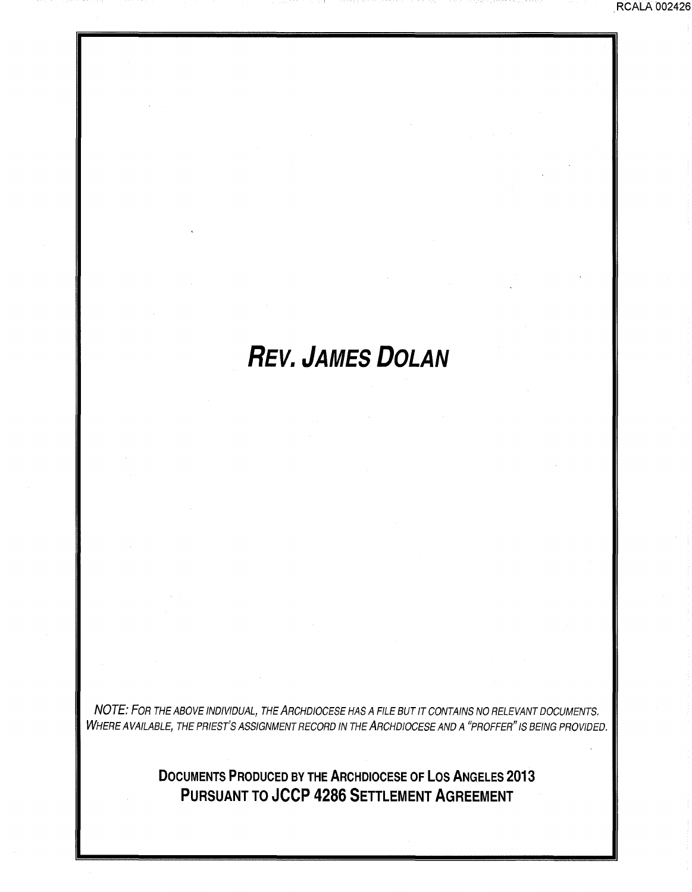# *REV. JAMES DOLAN*

*NOTE: FOR THE ABOVE INDIVIDUAL, THE ARCHDIOCESE HAS A FILE BUT IT CONTAINS NO RELEVANT DOCUMENTS. WHERE AVAILABLE, THE PRIEST'S ASSIGNMENT RECORD IN THE ARCHDIOCESE AND A "PROFFER" IS BEING PROVIDED.*

**DOCUMENTS PRODUCED BY THE ARCHDIOCESE OF LOS ANGELES 2013**
**PURSUANT TO JCCP 4286 SETTLEMENT AGREEMENT**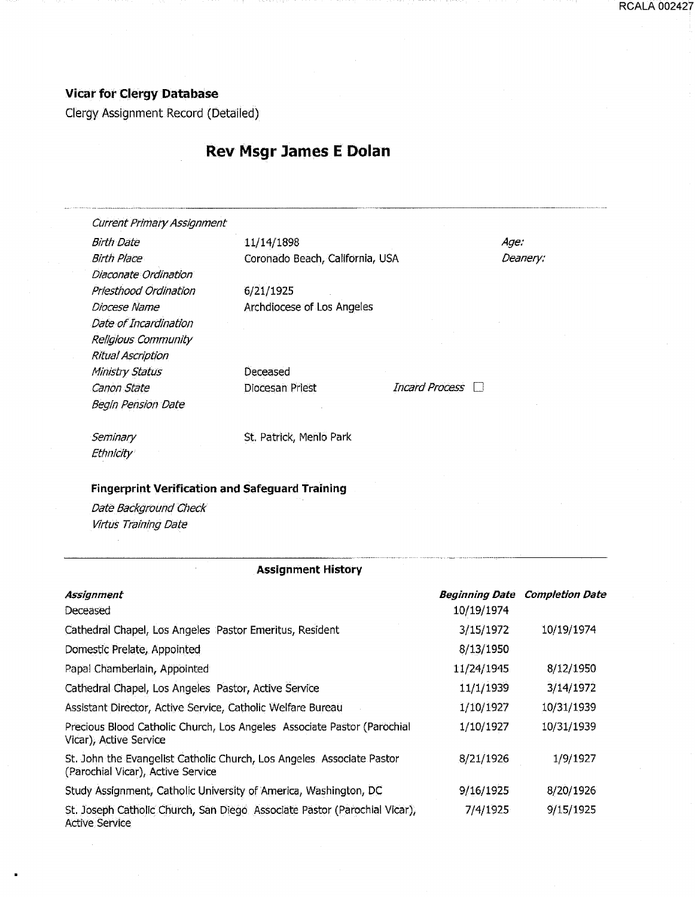**Vicar for Clergy Database**

Clergy Assignment Record (Detailed)

# Rev Msgr James E Dolan

| | | | |
|---|---|---|---|
| *Current Primary Assignment* | | | |
| *Birth Date* | 11/14/1898 | *Age:* | |
| *Birth Place* | Coronado Beach, California, USA | *Deanery:* | |
| *Diaconate Ordination* | | | |
| *Priesthood Ordination* | 6/21/1925 | | |
| *Diocese Name* | Archdiocese of Los Angeles | | |
| *Date of Incardination* | | | |
| *Religious Community* | | | |
| *Ritual Ascription* | | | |
| *Ministry Status* | Deceased | | |
| *Canon State* | Diocesan Priest | *Incard Process* ☐ | |
| *Begin Pension Date* | | | |
| *Seminary* | St. Patrick, Menlo Park | | |
| *Ethnicity* | | | |

**Fingerprint Verification and Safeguard Training**

*Date Background Check*

*Virtus Training Date*

**Assignment History**

| *Assignment* | *Beginning Date* | *Completion Date* |
|---|---|---|
| Deceased | 10/19/1974 | |
| Cathedral Chapel, Los Angeles Pastor Emeritus, Resident | 3/15/1972 | 10/19/1974 |
| Domestic Prelate, Appointed | 8/13/1950 | |
| Papal Chamberlain, Appointed | 11/24/1945 | 8/12/1950 |
| Cathedral Chapel, Los Angeles Pastor, Active Service | 11/1/1939 | 3/14/1972 |
| Assistant Director, Active Service, Catholic Welfare Bureau | 1/10/1927 | 10/31/1939 |
| Precious Blood Catholic Church, Los Angeles Associate Pastor (Parochial Vicar), Active Service | 1/10/1927 | 10/31/1939 |
| St. John the Evangelist Catholic Church, Los Angeles Associate Pastor (Parochial Vicar), Active Service | 8/21/1926 | 1/9/1927 |
| Study Assignment, Catholic University of America, Washington, DC | 9/16/1925 | 8/20/1926 |
| St. Joseph Catholic Church, San Diego Associate Pastor (Parochial Vicar), Active Service | 7/4/1925 | 9/15/1925 |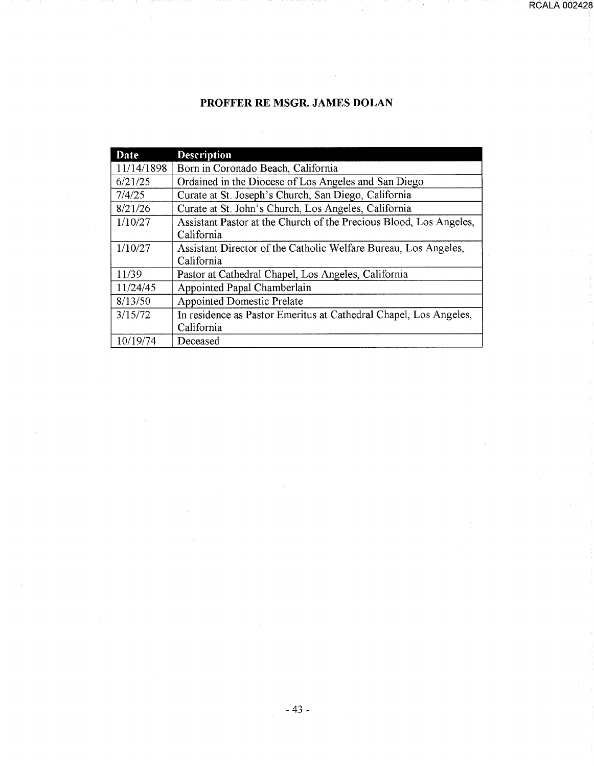# PROFFER RE MSGR. JAMES DOLAN

| Date | Description |
|---|---|
| 11/14/1898 | Born in Coronado Beach, California |
| 6/21/25 | Ordained in the Diocese of Los Angeles and San Diego |
| 7/4/25 | Curate at St. Joseph's Church, San Diego, California |
| 8/21/26 | Curate at St. John's Church, Los Angeles, California |
| 1/10/27 | Assistant Pastor at the Church of the Precious Blood, Los Angeles, California |
| 1/10/27 | Assistant Director of the Catholic Welfare Bureau, Los Angeles, California |
| 11/39 | Pastor at Cathedral Chapel, Los Angeles, California |
| 11/24/45 | Appointed Papal Chamberlain |
| 8/13/50 | Appointed Domestic Prelate |
| 3/15/72 | In residence as Pastor Emeritus at Cathedral Chapel, Los Angeles, California |
| 10/19/74 | Deceased |